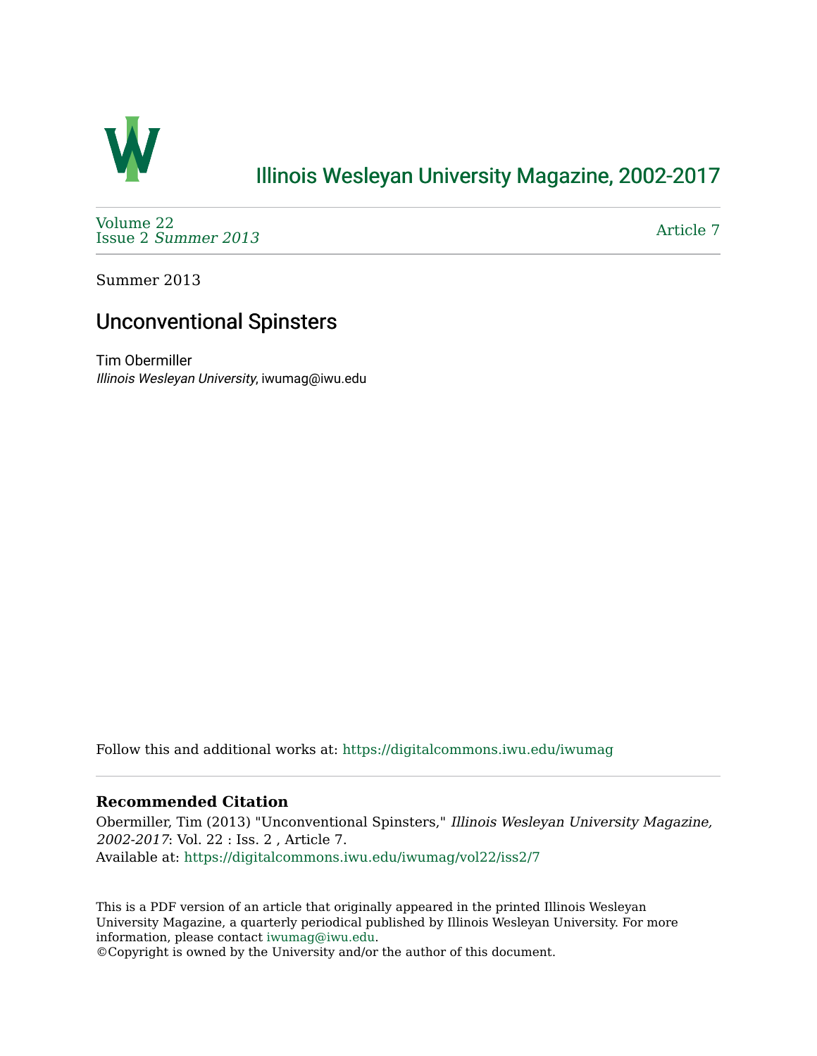# Illinois Wesleyan University Magazine, 2002-2017

Volume 22
Issue 2 *Summer 2013*

Article 7

Summer 2013

## Unconventional Spinsters

Tim Obermiller
*Illinois Wesleyan University*, iwumag@iwu.edu

Follow this and additional works at: https://digitalcommons.iwu.edu/iwumag

**Recommended Citation**

Obermiller, Tim (2013) "Unconventional Spinsters," *Illinois Wesleyan University Magazine, 2002-2017*: Vol. 22 : Iss. 2 , Article 7.
Available at: https://digitalcommons.iwu.edu/iwumag/vol22/iss2/7

This is a PDF version of an article that originally appeared in the printed Illinois Wesleyan University Magazine, a quarterly periodical published by Illinois Wesleyan University. For more information, please contact iwumag@iwu.edu.
©Copyright is owned by the University and/or the author of this document.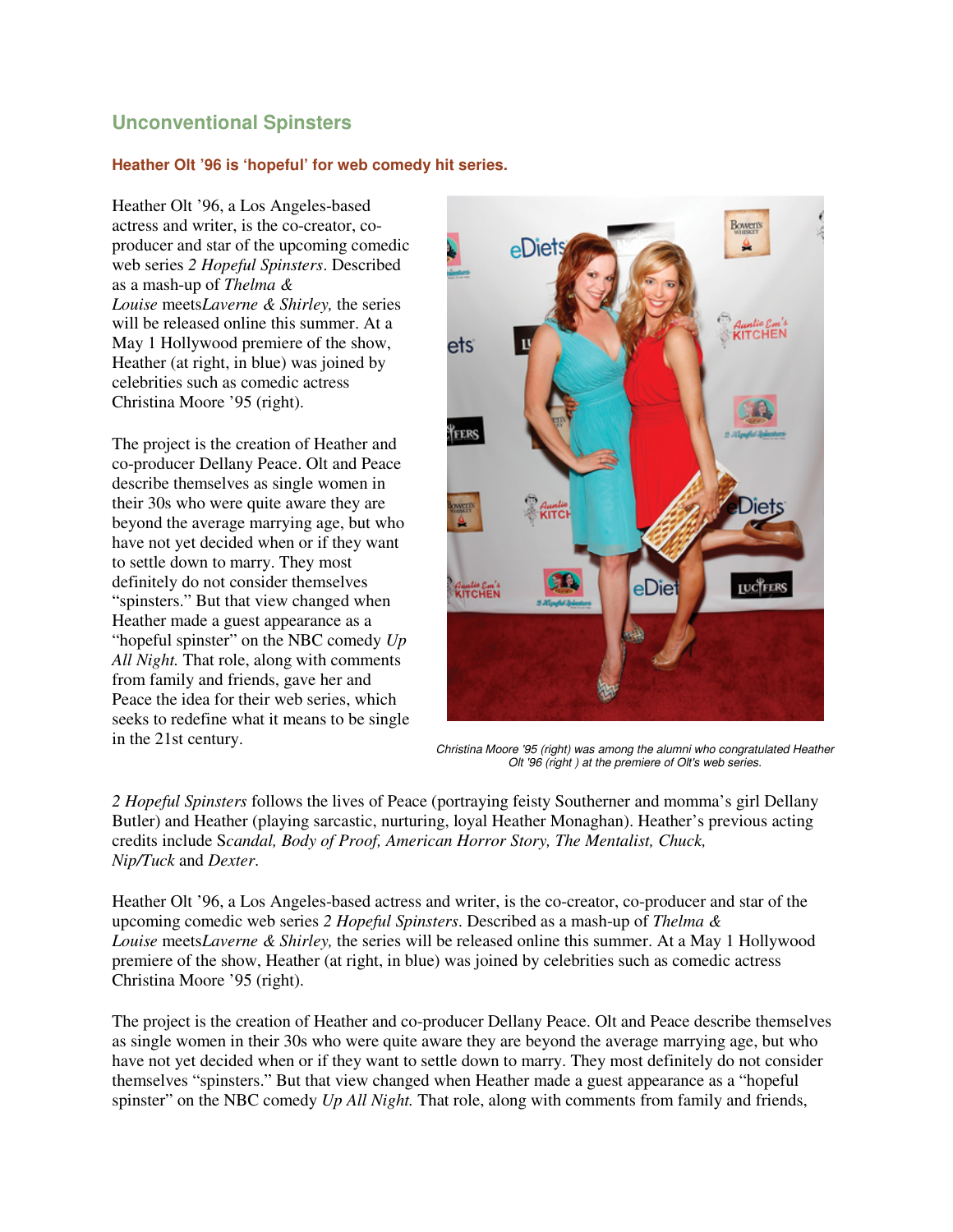## Unconventional Spinsters

**Heather Olt '96 is 'hopeful' for web comedy hit series.**

Heather Olt '96, a Los Angeles-based actress and writer, is the co-creator, co-producer and star of the upcoming comedic web series *2 Hopeful Spinsters*. Described as a mash-up of *Thelma & Louise* meets*Laverne & Shirley,* the series will be released online this summer. At a May 1 Hollywood premiere of the show, Heather (at right, in blue) was joined by celebrities such as comedic actress Christina Moore '95 (right).

The project is the creation of Heather and co-producer Dellany Peace. Olt and Peace describe themselves as single women in their 30s who were quite aware they are beyond the average marrying age, but who have not yet decided when or if they want to settle down to marry. They most definitely do not consider themselves "spinsters." But that view changed when Heather made a guest appearance as a "hopeful spinster" on the NBC comedy *Up All Night.* That role, along with comments from family and friends, gave her and Peace the idea for their web series, which seeks to redefine what it means to be single in the 21st century.

*Christina Moore '95 (right) was among the alumni who congratulated Heather Olt '96 (right ) at the premiere of Olt's web series.*

*2 Hopeful Spinsters* follows the lives of Peace (portraying feisty Southerner and momma's girl Dellany Butler) and Heather (playing sarcastic, nurturing, loyal Heather Monaghan). Heather's previous acting credits include S*candal, Body of Proof, American Horror Story, The Mentalist, Chuck, Nip/Tuck* and *Dexter*.

Heather Olt '96, a Los Angeles-based actress and writer, is the co-creator, co-producer and star of the upcoming comedic web series *2 Hopeful Spinsters*. Described as a mash-up of *Thelma & Louise* meets*Laverne & Shirley,* the series will be released online this summer. At a May 1 Hollywood premiere of the show, Heather (at right, in blue) was joined by celebrities such as comedic actress Christina Moore '95 (right).

The project is the creation of Heather and co-producer Dellany Peace. Olt and Peace describe themselves as single women in their 30s who were quite aware they are beyond the average marrying age, but who have not yet decided when or if they want to settle down to marry. They most definitely do not consider themselves "spinsters." But that view changed when Heather made a guest appearance as a "hopeful spinster" on the NBC comedy *Up All Night.* That role, along with comments from family and friends,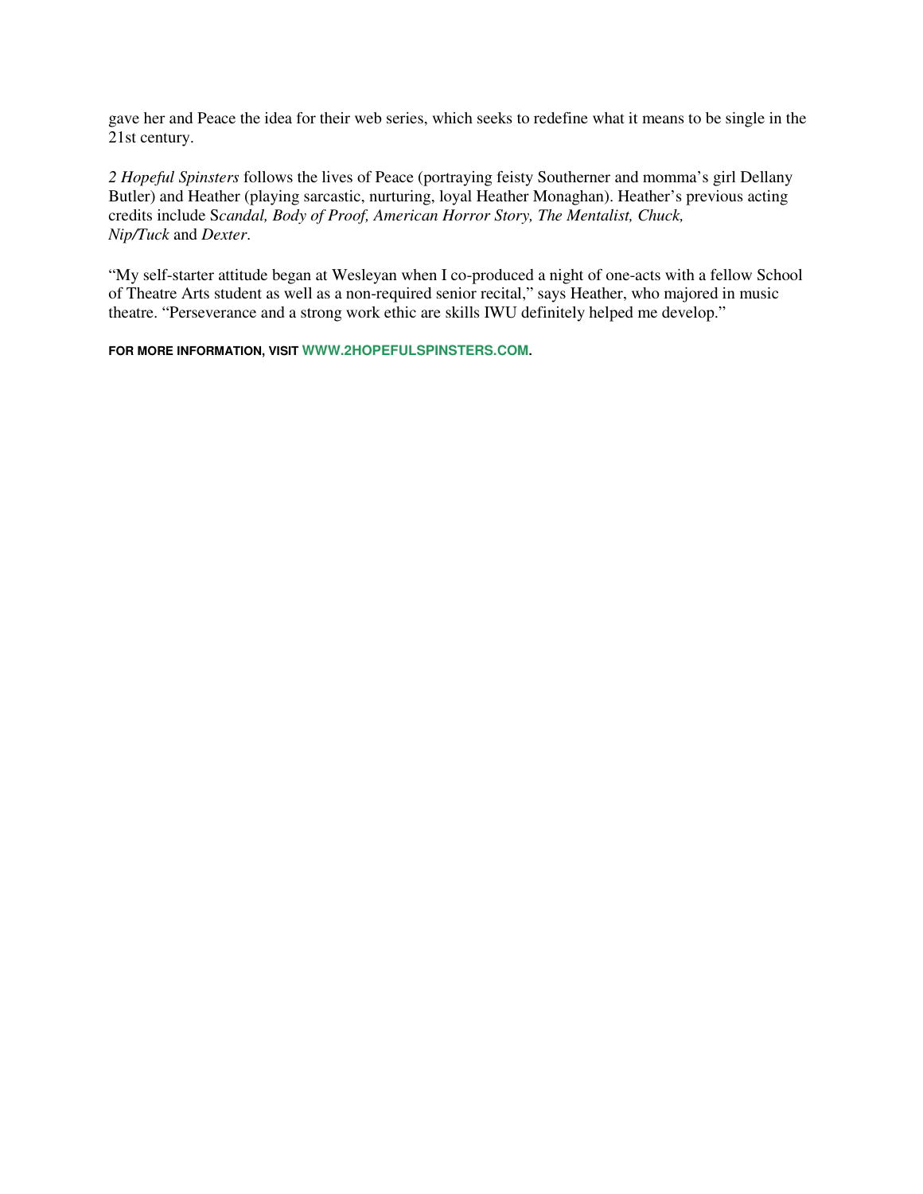gave her and Peace the idea for their web series, which seeks to redefine what it means to be single in the 21st century.

*2 Hopeful Spinsters* follows the lives of Peace (portraying feisty Southerner and momma's girl Dellany Butler) and Heather (playing sarcastic, nurturing, loyal Heather Monaghan). Heather's previous acting credits include S*candal, Body of Proof, American Horror Story, The Mentalist, Chuck, Nip/Tuck* and *Dexter*.

"My self-starter attitude began at Wesleyan when I co-produced a night of one-acts with a fellow School of Theatre Arts student as well as a non-required senior recital," says Heather, who majored in music theatre. "Perseverance and a strong work ethic are skills IWU definitely helped me develop."

**FOR MORE INFORMATION, VISIT WWW.2HOPEFULSPINSTERS.COM.**